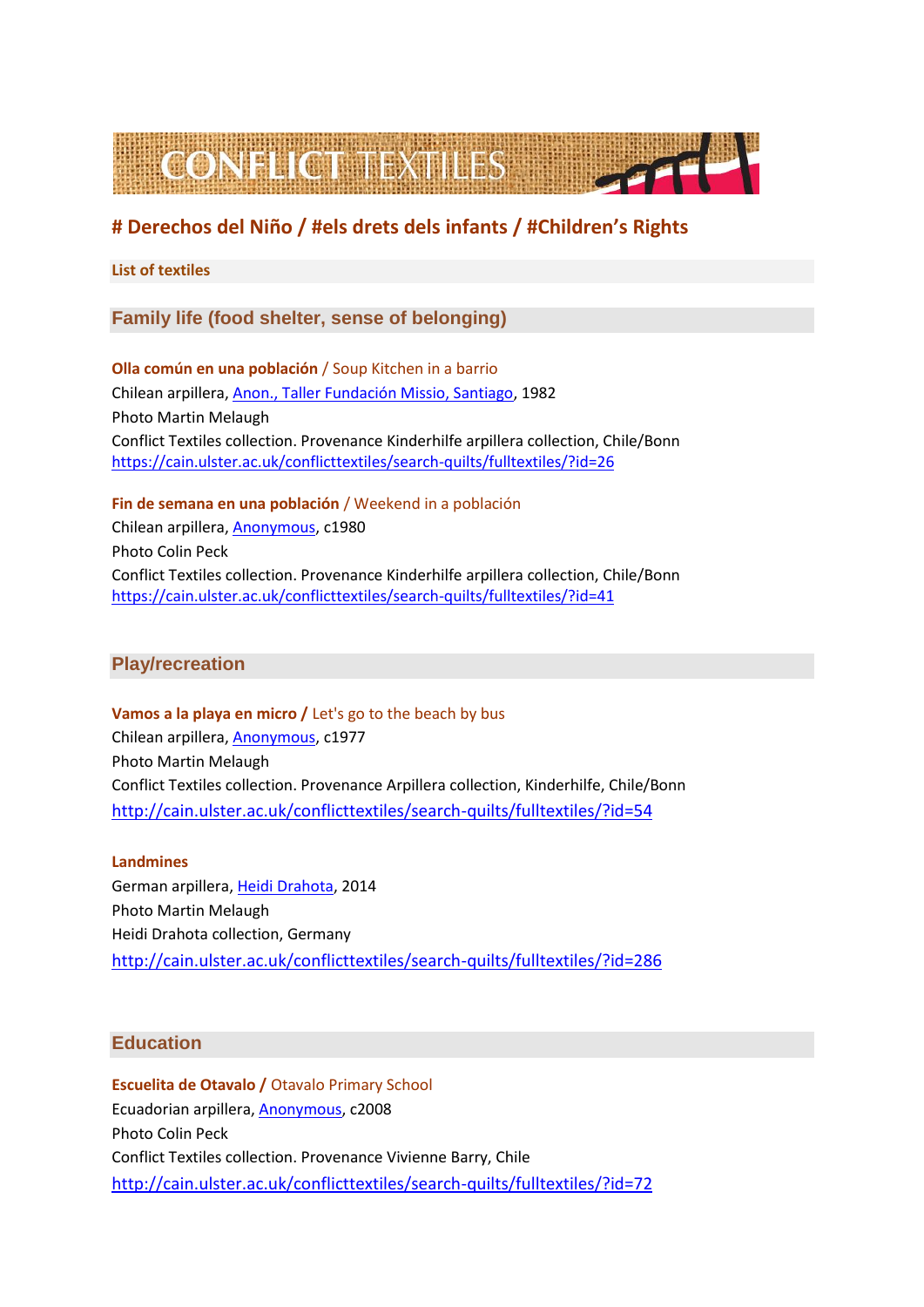CONFLICT TEXTILES

# # Derechos del Niño / #els drets dels infants / #Children's Rights

**List of textiles**

## Family life (food shelter, sense of belonging)

**Olla común en una población** / Soup Kitchen in a barrio
Chilean arpillera, Anon., Taller Fundación Missio, Santiago, 1982
Photo Martin Melaugh
Conflict Textiles collection. Provenance Kinderhilfe arpillera collection, Chile/Bonn
https://cain.ulster.ac.uk/conflicttextiles/search-quilts/fulltextiles/?id=26

**Fin de semana en una población** / Weekend in a población
Chilean arpillera, Anonymous, c1980
Photo Colin Peck
Conflict Textiles collection. Provenance Kinderhilfe arpillera collection, Chile/Bonn
https://cain.ulster.ac.uk/conflicttextiles/search-quilts/fulltextiles/?id=41

## Play/recreation

**Vamos a la playa en micro /** Let's go to the beach by bus
Chilean arpillera, Anonymous, c1977
Photo Martin Melaugh
Conflict Textiles collection. Provenance Arpillera collection, Kinderhilfe, Chile/Bonn
http://cain.ulster.ac.uk/conflicttextiles/search-quilts/fulltextiles/?id=54

**Landmines**
German arpillera, Heidi Drahota, 2014
Photo Martin Melaugh
Heidi Drahota collection, Germany
http://cain.ulster.ac.uk/conflicttextiles/search-quilts/fulltextiles/?id=286

## Education

**Escuelita de Otavalo /** Otavalo Primary School
Ecuadorian arpillera, Anonymous, c2008
Photo Colin Peck
Conflict Textiles collection. Provenance Vivienne Barry, Chile
http://cain.ulster.ac.uk/conflicttextiles/search-quilts/fulltextiles/?id=72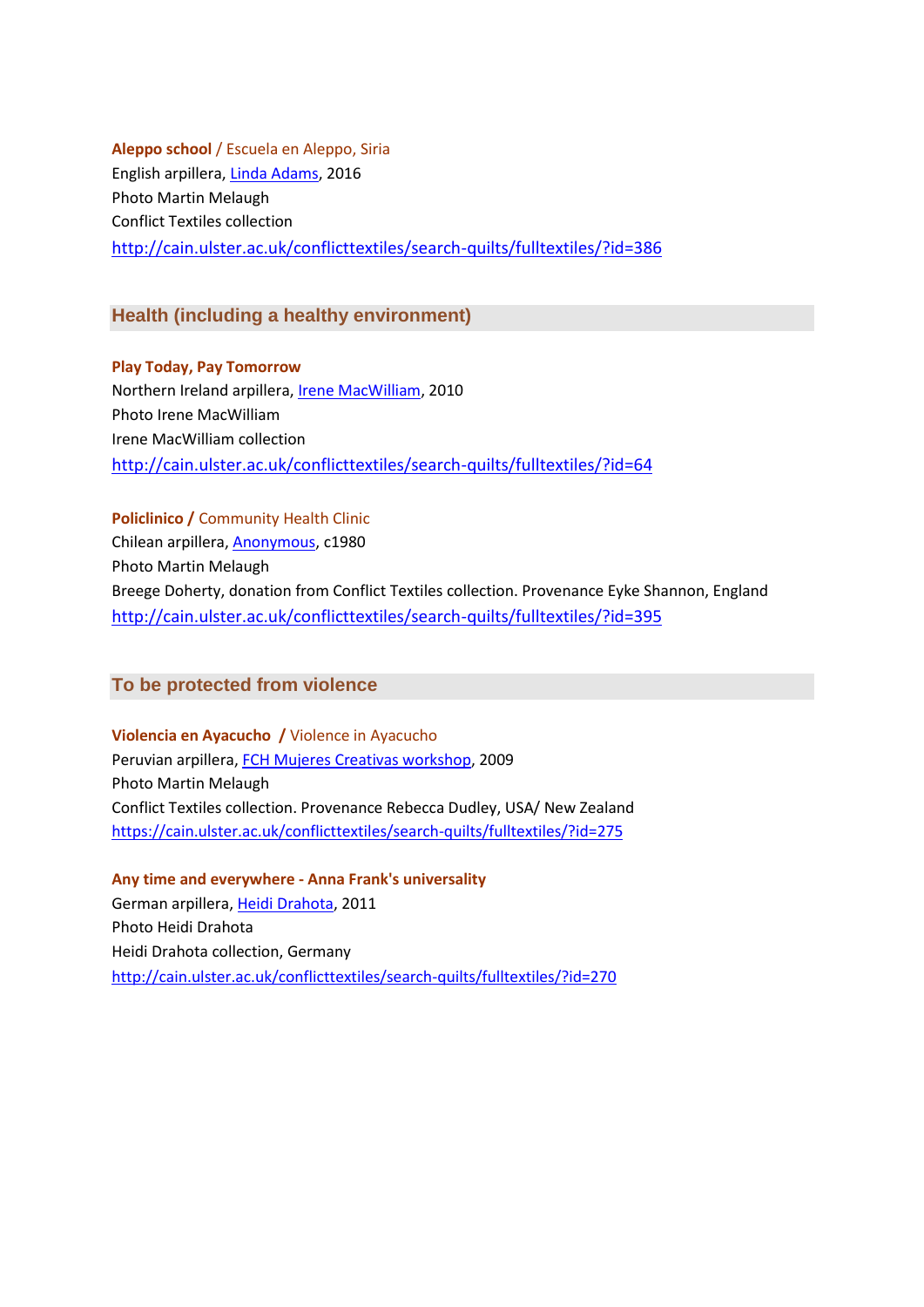**Aleppo school** / Escuela en Aleppo, Siria
English arpillera, Linda Adams, 2016
Photo Martin Melaugh
Conflict Textiles collection
http://cain.ulster.ac.uk/conflicttextiles/search-quilts/fulltextiles/?id=386

## Health (including a healthy environment)

**Play Today, Pay Tomorrow**
Northern Ireland arpillera, Irene MacWilliam, 2010
Photo Irene MacWilliam
Irene MacWilliam collection
http://cain.ulster.ac.uk/conflicttextiles/search-quilts/fulltextiles/?id=64

**Policlinico /** Community Health Clinic
Chilean arpillera, Anonymous, c1980
Photo Martin Melaugh
Breege Doherty, donation from Conflict Textiles collection. Provenance Eyke Shannon, England
http://cain.ulster.ac.uk/conflicttextiles/search-quilts/fulltextiles/?id=395

## To be protected from violence

**Violencia en Ayacucho /** Violence in Ayacucho
Peruvian arpillera, FCH Mujeres Creativas workshop, 2009
Photo Martin Melaugh
Conflict Textiles collection. Provenance Rebecca Dudley, USA/ New Zealand
https://cain.ulster.ac.uk/conflicttextiles/search-quilts/fulltextiles/?id=275

**Any time and everywhere - Anna Frank's universality**
German arpillera, Heidi Drahota, 2011
Photo Heidi Drahota
Heidi Drahota collection, Germany
http://cain.ulster.ac.uk/conflicttextiles/search-quilts/fulltextiles/?id=270